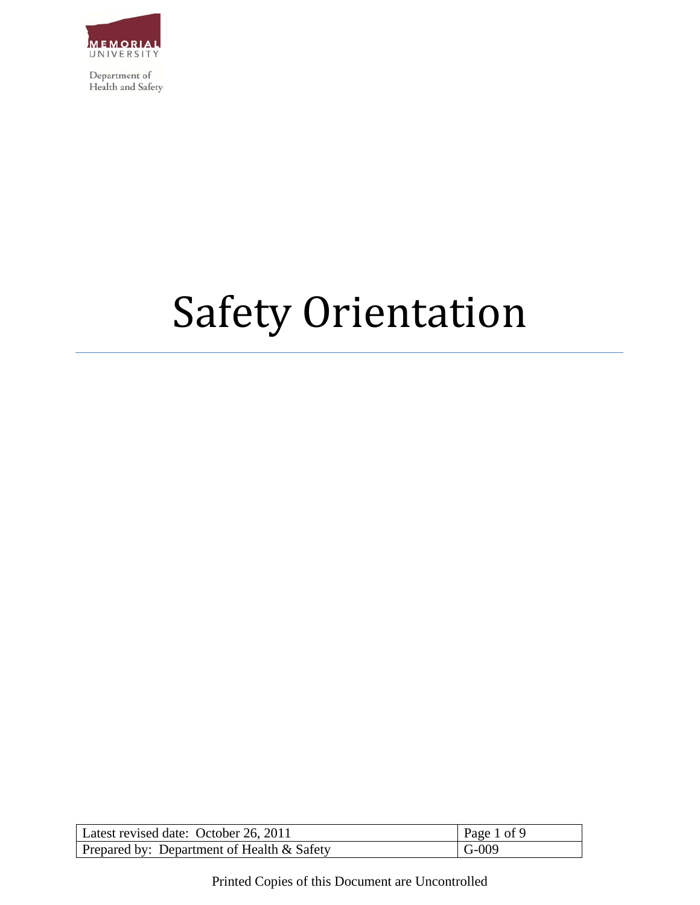Department of
Health and Safety

# Safety Orientation

| Latest revised date: October 26, 2011 | |
|---|---|
| Prepared by: Department of Health & Safety | G-009 |

Printed Copies of this Document are Uncontrolled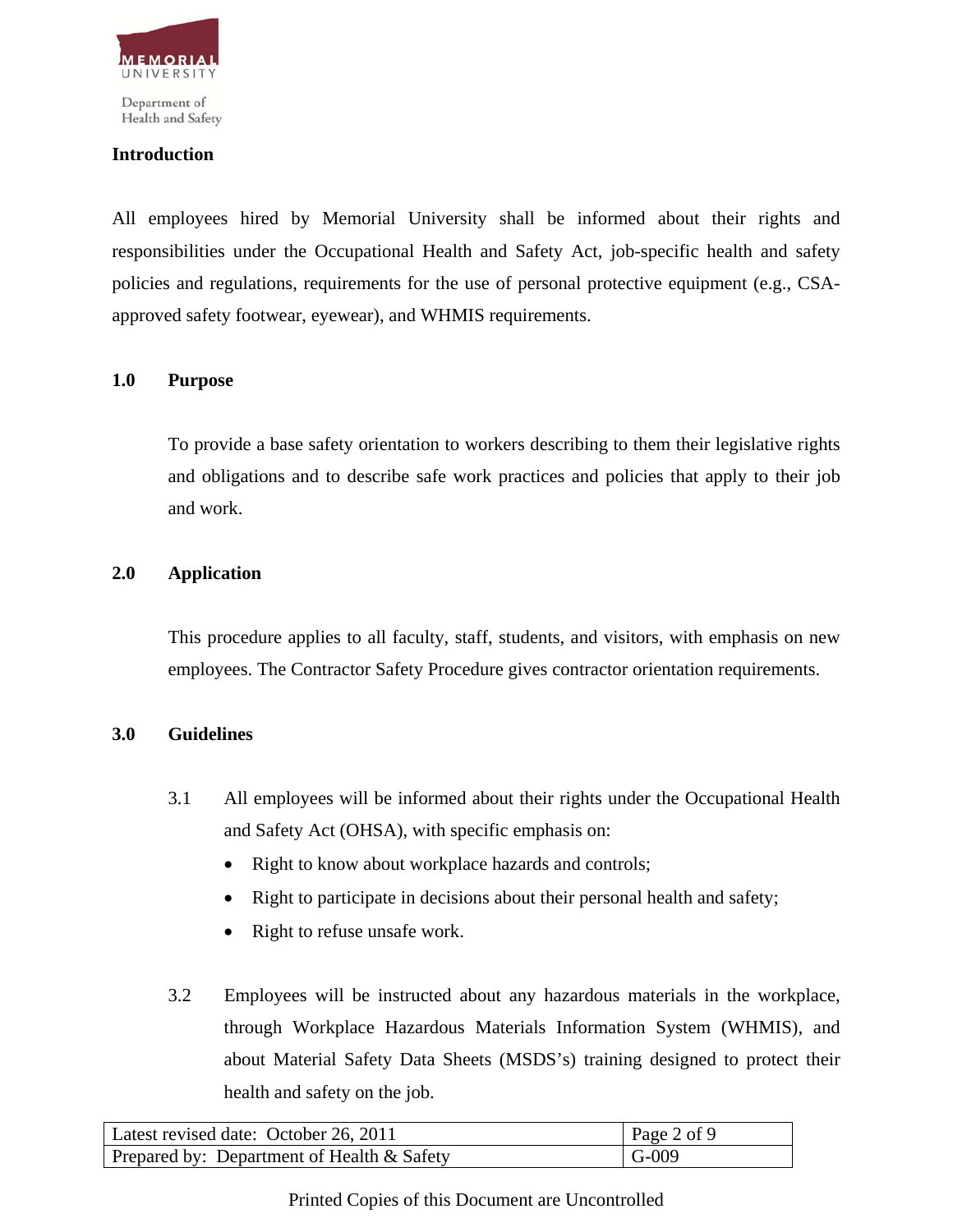## Introduction

All employees hired by Memorial University shall be informed about their rights and responsibilities under the Occupational Health and Safety Act, job-specific health and safety policies and regulations, requirements for the use of personal protective equipment (e.g., CSA-approved safety footwear, eyewear), and WHMIS requirements.

## 1.0 Purpose

To provide a base safety orientation to workers describing to them their legislative rights and obligations and to describe safe work practices and policies that apply to their job and work.

## 2.0 Application

This procedure applies to all faculty, staff, students, and visitors, with emphasis on new employees. The Contractor Safety Procedure gives contractor orientation requirements.

## 3.0 Guidelines

3.1 All employees will be informed about their rights under the Occupational Health and Safety Act (OHSA), with specific emphasis on:

- Right to know about workplace hazards and controls;
- Right to participate in decisions about their personal health and safety;
- Right to refuse unsafe work.

3.2 Employees will be instructed about any hazardous materials in the workplace, through Workplace Hazardous Materials Information System (WHMIS), and about Material Safety Data Sheets (MSDS's) training designed to protect their health and safety on the job.

| Latest revised date: October 26, 2011 | Page 2 of 9 |
|---|---|
| Prepared by: Department of Health & Safety | G-009 |

Printed Copies of this Document are Uncontrolled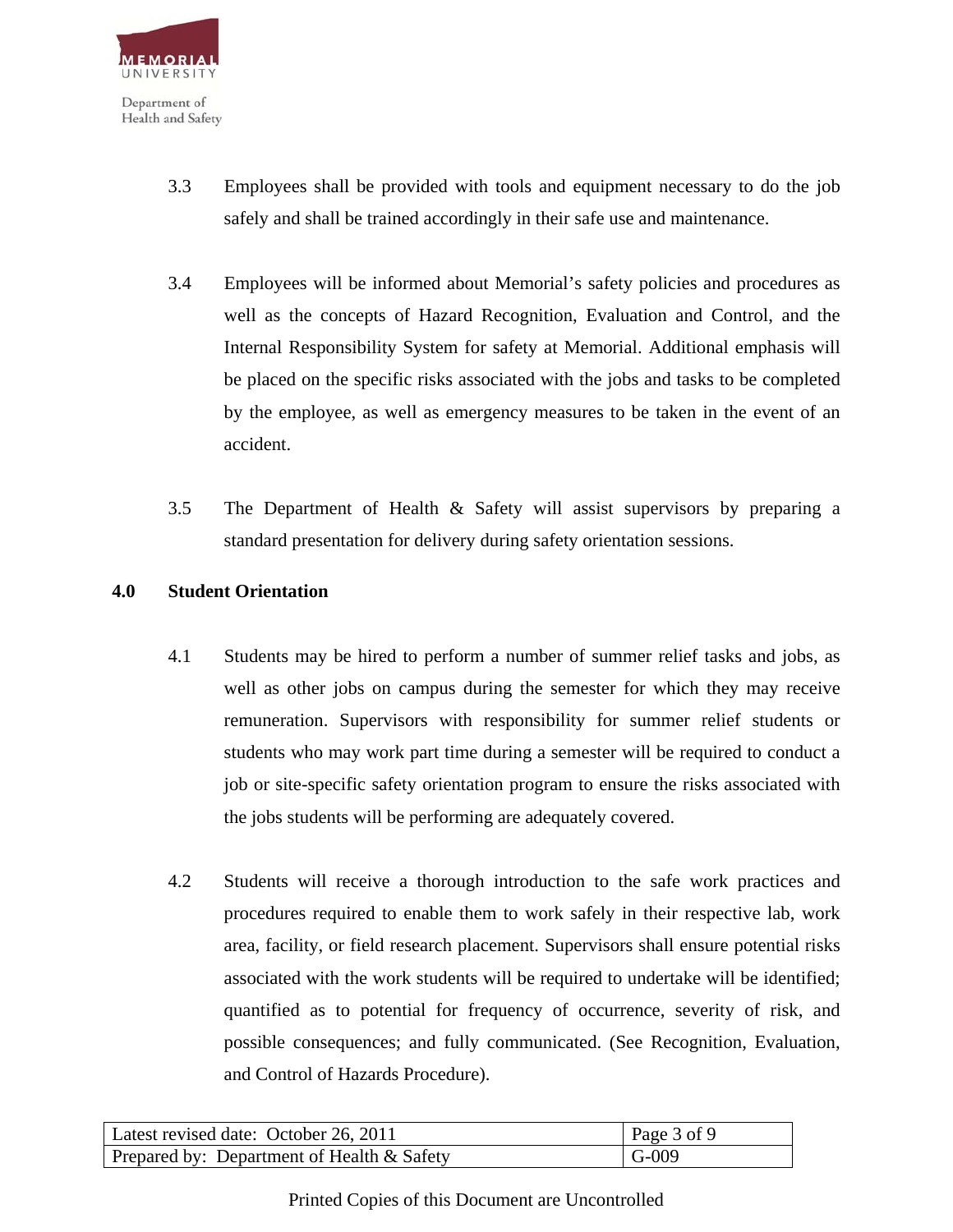3.3 Employees shall be provided with tools and equipment necessary to do the job safely and shall be trained accordingly in their safe use and maintenance.

3.4 Employees will be informed about Memorial's safety policies and procedures as well as the concepts of Hazard Recognition, Evaluation and Control, and the Internal Responsibility System for safety at Memorial. Additional emphasis will be placed on the specific risks associated with the jobs and tasks to be completed by the employee, as well as emergency measures to be taken in the event of an accident.

3.5 The Department of Health & Safety will assist supervisors by preparing a standard presentation for delivery during safety orientation sessions.

## 4.0 Student Orientation

4.1 Students may be hired to perform a number of summer relief tasks and jobs, as well as other jobs on campus during the semester for which they may receive remuneration. Supervisors with responsibility for summer relief students or students who may work part time during a semester will be required to conduct a job or site-specific safety orientation program to ensure the risks associated with the jobs students will be performing are adequately covered.

4.2 Students will receive a thorough introduction to the safe work practices and procedures required to enable them to work safely in their respective lab, work area, facility, or field research placement. Supervisors shall ensure potential risks associated with the work students will be required to undertake will be identified; quantified as to potential for frequency of occurrence, severity of risk, and possible consequences; and fully communicated. (See Recognition, Evaluation, and Control of Hazards Procedure).

| Latest revised date: October 26, 2011 | Page 3 of 9 |
|---|---|
| Prepared by: Department of Health & Safety | G-009 |

Printed Copies of this Document are Uncontrolled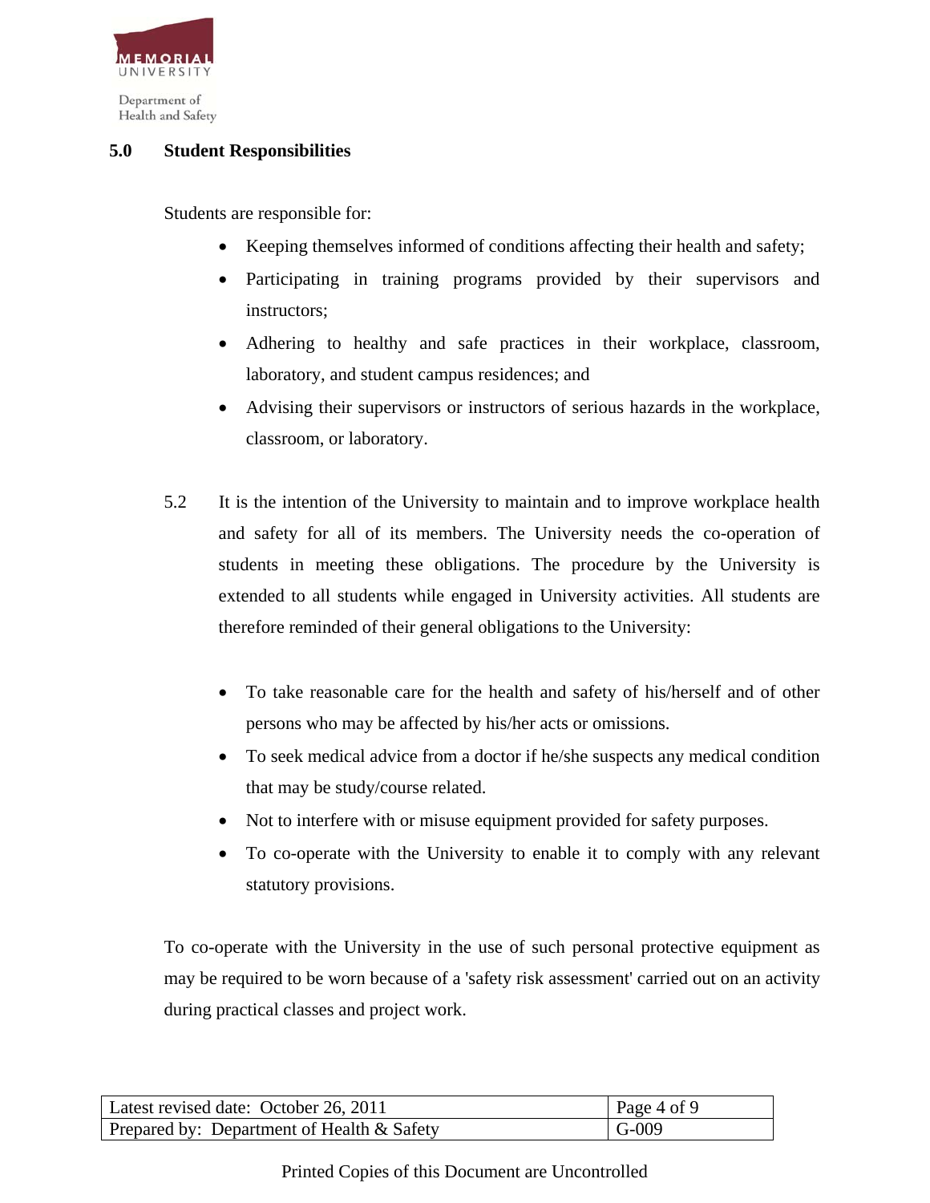## 5.0 Student Responsibilities

Students are responsible for:

- Keeping themselves informed of conditions affecting their health and safety;
- Participating in training programs provided by their supervisors and instructors;
- Adhering to healthy and safe practices in their workplace, classroom, laboratory, and student campus residences; and
- Advising their supervisors or instructors of serious hazards in the workplace, classroom, or laboratory.

5.2 It is the intention of the University to maintain and to improve workplace health and safety for all of its members. The University needs the co-operation of students in meeting these obligations. The procedure by the University is extended to all students while engaged in University activities. All students are therefore reminded of their general obligations to the University:

- To take reasonable care for the health and safety of his/herself and of other persons who may be affected by his/her acts or omissions.
- To seek medical advice from a doctor if he/she suspects any medical condition that may be study/course related.
- Not to interfere with or misuse equipment provided for safety purposes.
- To co-operate with the University to enable it to comply with any relevant statutory provisions.

To co-operate with the University in the use of such personal protective equipment as may be required to be worn because of a 'safety risk assessment' carried out on an activity during practical classes and project work.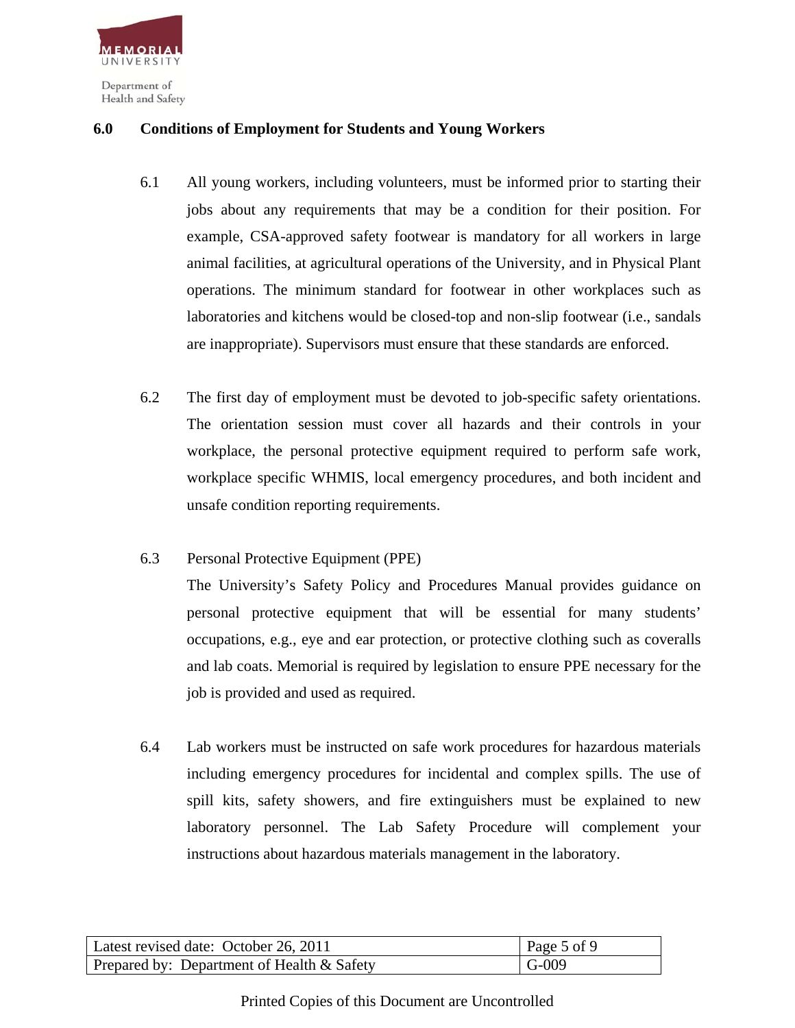## 6.0 Conditions of Employment for Students and Young Workers

6.1 All young workers, including volunteers, must be informed prior to starting their jobs about any requirements that may be a condition for their position. For example, CSA-approved safety footwear is mandatory for all workers in large animal facilities, at agricultural operations of the University, and in Physical Plant operations. The minimum standard for footwear in other workplaces such as laboratories and kitchens would be closed-top and non-slip footwear (i.e., sandals are inappropriate). Supervisors must ensure that these standards are enforced.

6.2 The first day of employment must be devoted to job-specific safety orientations. The orientation session must cover all hazards and their controls in your workplace, the personal protective equipment required to perform safe work, workplace specific WHMIS, local emergency procedures, and both incident and unsafe condition reporting requirements.

6.3 Personal Protective Equipment (PPE)
The University's Safety Policy and Procedures Manual provides guidance on personal protective equipment that will be essential for many students' occupations, e.g., eye and ear protection, or protective clothing such as coveralls and lab coats. Memorial is required by legislation to ensure PPE necessary for the job is provided and used as required.

6.4 Lab workers must be instructed on safe work procedures for hazardous materials including emergency procedures for incidental and complex spills. The use of spill kits, safety showers, and fire extinguishers must be explained to new laboratory personnel. The Lab Safety Procedure will complement your instructions about hazardous materials management in the laboratory.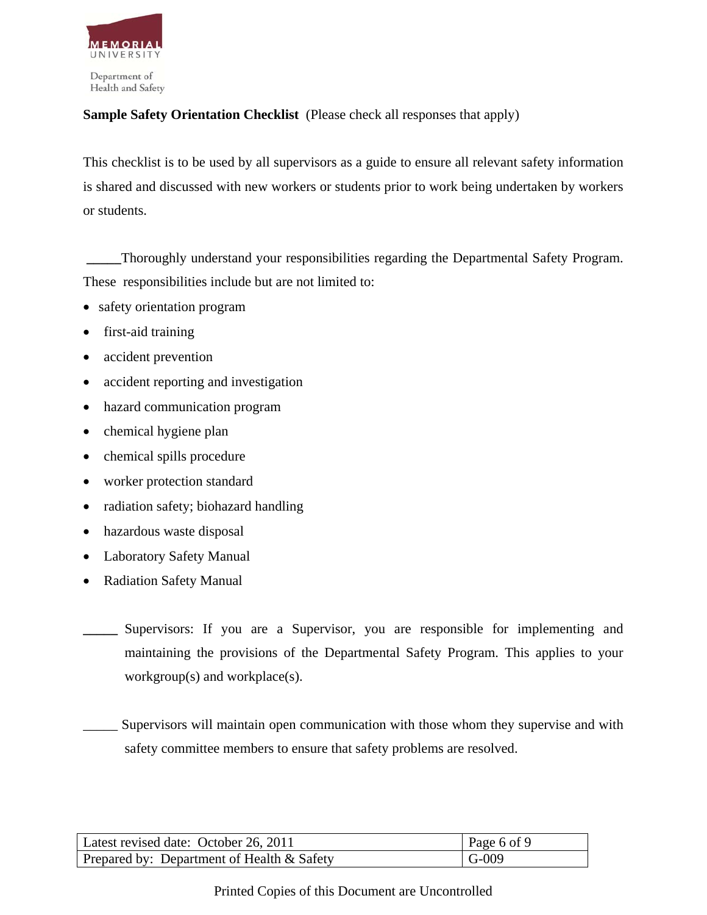**Sample Safety Orientation Checklist** (Please check all responses that apply)

This checklist is to be used by all supervisors as a guide to ensure all relevant safety information is shared and discussed with new workers or students prior to work being undertaken by workers or students.

_____Thoroughly understand your responsibilities regarding the Departmental Safety Program. These responsibilities include but are not limited to:

- safety orientation program
- first-aid training
- accident prevention
- accident reporting and investigation
- hazard communication program
- chemical hygiene plan
- chemical spills procedure
- worker protection standard
- radiation safety; biohazard handling
- hazardous waste disposal
- Laboratory Safety Manual
- Radiation Safety Manual

_____ Supervisors: If you are a Supervisor, you are responsible for implementing and maintaining the provisions of the Departmental Safety Program. This applies to your workgroup(s) and workplace(s).

_____ Supervisors will maintain open communication with those whom they supervise and with safety committee members to ensure that safety problems are resolved.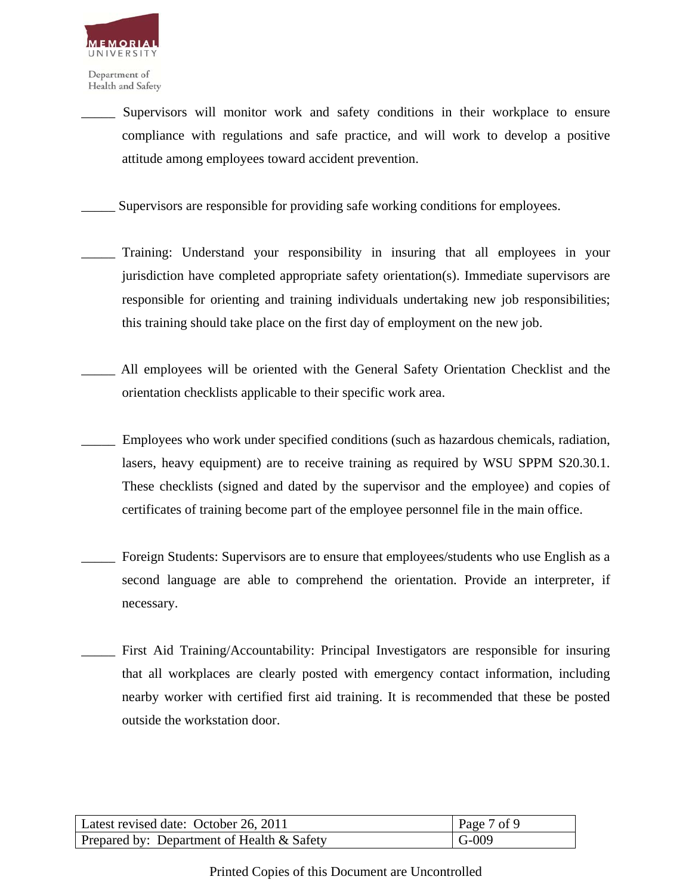_____ Supervisors will monitor work and safety conditions in their workplace to ensure compliance with regulations and safe practice, and will work to develop a positive attitude among employees toward accident prevention.

_____ Supervisors are responsible for providing safe working conditions for employees.

_____ Training: Understand your responsibility in insuring that all employees in your jurisdiction have completed appropriate safety orientation(s). Immediate supervisors are responsible for orienting and training individuals undertaking new job responsibilities; this training should take place on the first day of employment on the new job.

_____ All employees will be oriented with the General Safety Orientation Checklist and the orientation checklists applicable to their specific work area.

_____ Employees who work under specified conditions (such as hazardous chemicals, radiation, lasers, heavy equipment) are to receive training as required by WSU SPPM S20.30.1. These checklists (signed and dated by the supervisor and the employee) and copies of certificates of training become part of the employee personnel file in the main office.

_____ Foreign Students: Supervisors are to ensure that employees/students who use English as a second language are able to comprehend the orientation. Provide an interpreter, if necessary.

_____ First Aid Training/Accountability: Principal Investigators are responsible for insuring that all workplaces are clearly posted with emergency contact information, including nearby worker with certified first aid training. It is recommended that these be posted outside the workstation door.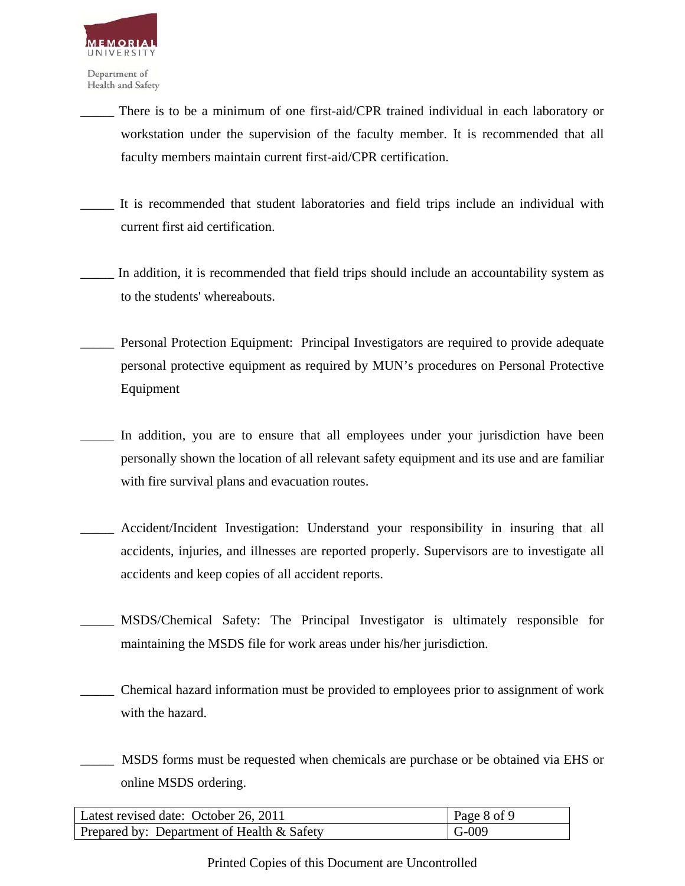_____ There is to be a minimum of one first-aid/CPR trained individual in each laboratory or workstation under the supervision of the faculty member. It is recommended that all faculty members maintain current first-aid/CPR certification.

_____ It is recommended that student laboratories and field trips include an individual with current first aid certification.

_____ In addition, it is recommended that field trips should include an accountability system as to the students' whereabouts.

_____ Personal Protection Equipment: Principal Investigators are required to provide adequate personal protective equipment as required by MUN's procedures on Personal Protective Equipment

_____ In addition, you are to ensure that all employees under your jurisdiction have been personally shown the location of all relevant safety equipment and its use and are familiar with fire survival plans and evacuation routes.

_____ Accident/Incident Investigation: Understand your responsibility in insuring that all accidents, injuries, and illnesses are reported properly. Supervisors are to investigate all accidents and keep copies of all accident reports.

_____ MSDS/Chemical Safety: The Principal Investigator is ultimately responsible for maintaining the MSDS file for work areas under his/her jurisdiction.

_____ Chemical hazard information must be provided to employees prior to assignment of work with the hazard.

_____ MSDS forms must be requested when chemicals are purchase or be obtained via EHS or online MSDS ordering.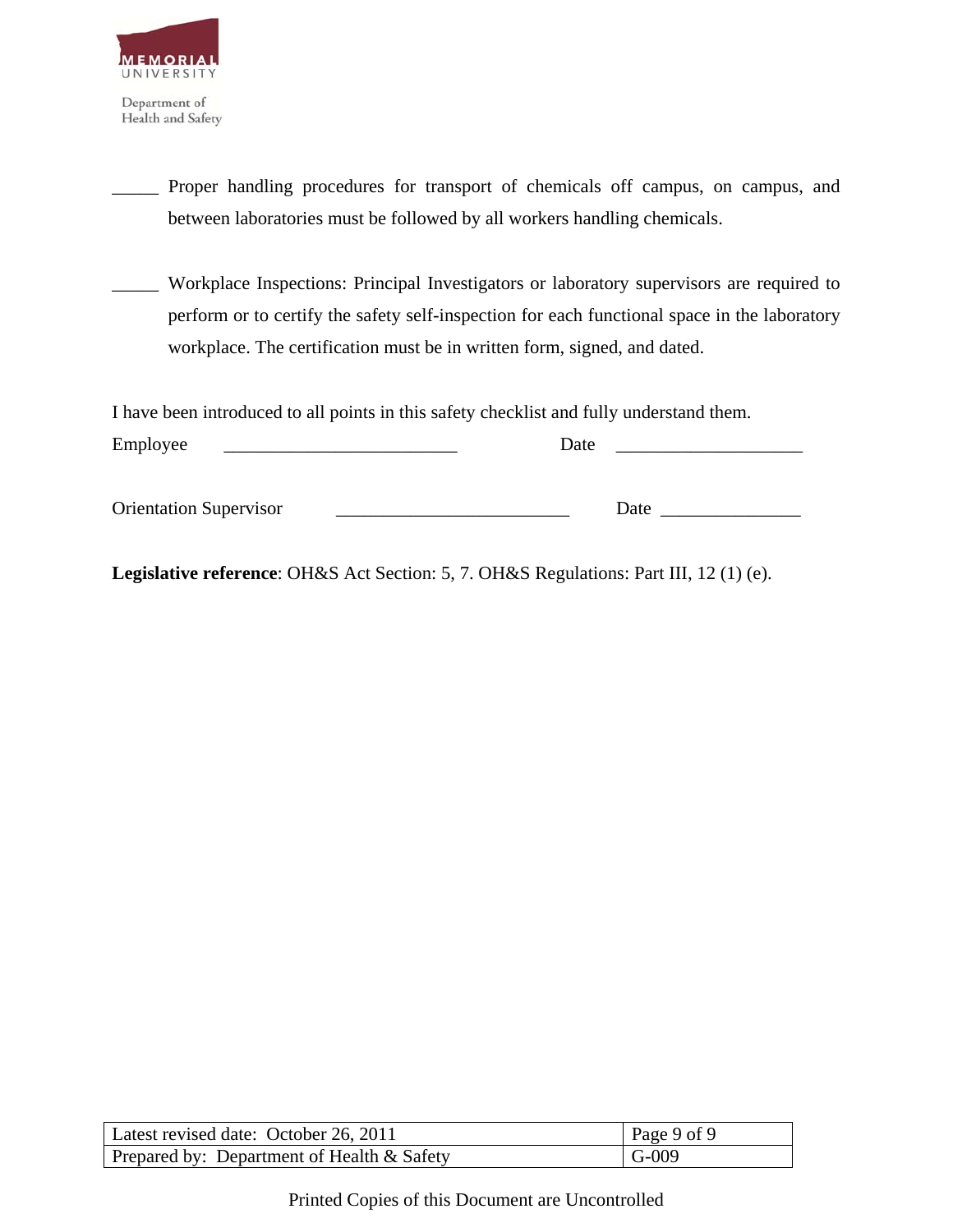_____ Proper handling procedures for transport of chemicals off campus, on campus, and between laboratories must be followed by all workers handling chemicals.

_____ Workplace Inspections: Principal Investigators or laboratory supervisors are required to perform or to certify the safety self-inspection for each functional space in the laboratory workplace. The certification must be in written form, signed, and dated.

I have been introduced to all points in this safety checklist and fully understand them.

Employee __________________________ Date ____________________

Orientation Supervisor __________________________ Date _______________

**Legislative reference**: OH&S Act Section: 5, 7. OH&S Regulations: Part III, 12 (1) (e).

| | |
|---|---|
| Latest revised date: October 26, 2011 | Page 9 of 9 |
| Prepared by: Department of Health & Safety | G-009 |

Printed Copies of this Document are Uncontrolled